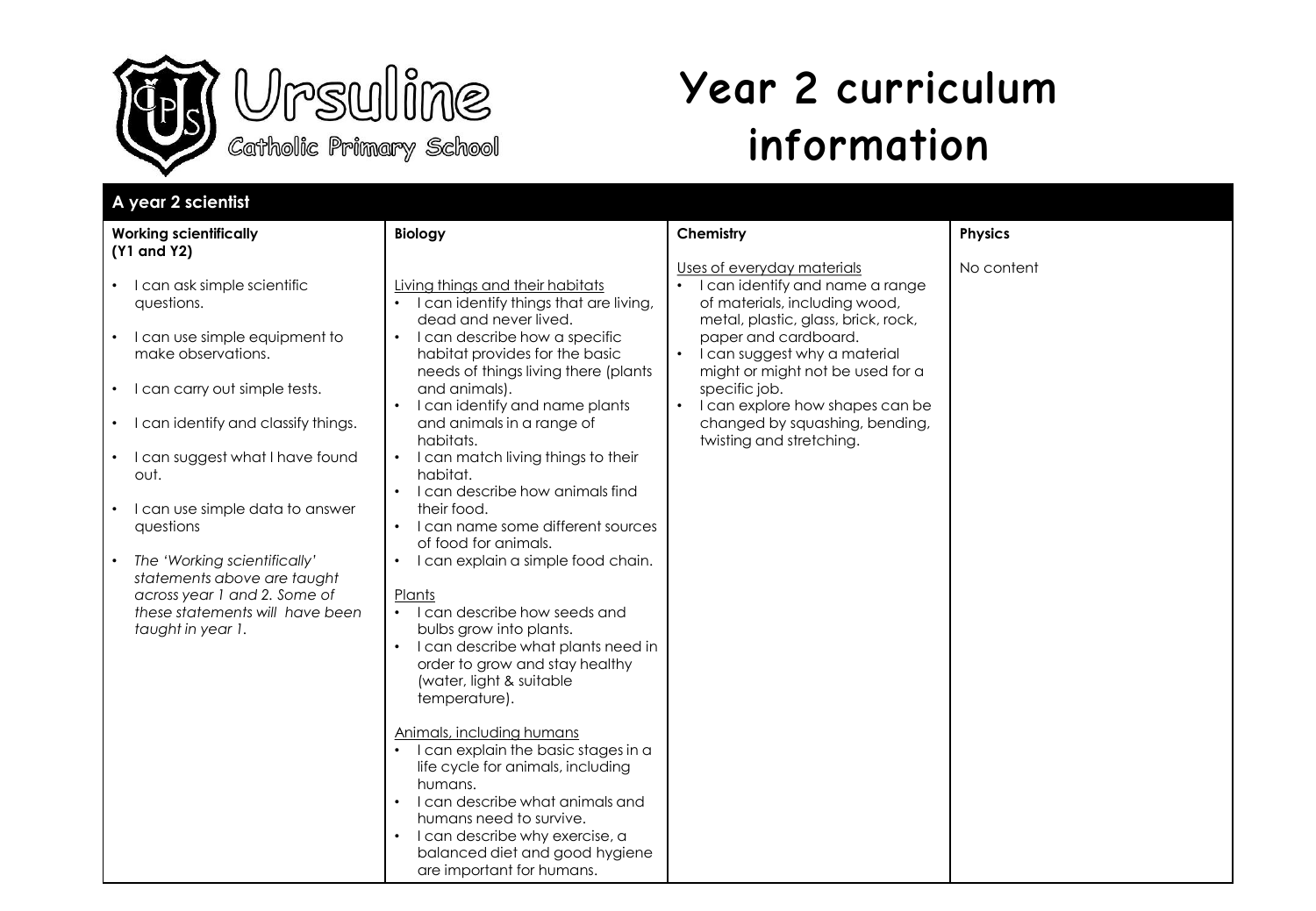Ursuline Catholic Primary School

# Year 2 curriculum information

## A year 2 scientist

| Working scientifically (Y1 and Y2) | Biology | Chemistry | Physics |
|---|---|---|---|
| • I can ask simple scientific questions.<br>• I can use simple equipment to make observations.<br>• I can carry out simple tests.<br>• I can identify and classify things.<br>• I can suggest what I have found out.<br>• I can use simple data to answer questions<br>• *The 'Working scientifically' statements above are taught across year 1 and 2. Some of these statements will have been taught in year 1.* | <u>Living things and their habitats</u><br>• I can identify things that are living, dead and never lived.<br>• I can describe how a specific habitat provides for the basic needs of things living there (plants and animals).<br>• I can identify and name plants and animals in a range of habitats.<br>• I can match living things to their habitat.<br>• I can describe how animals find their food.<br>• I can name some different sources of food for animals.<br>• I can explain a simple food chain.<br><br><u>Plants</u><br>• I can describe how seeds and bulbs grow into plants.<br>• I can describe what plants need in order to grow and stay healthy (water, light & suitable temperature).<br><br><u>Animals, including humans</u><br>• I can explain the basic stages in a life cycle for animals, including humans.<br>• I can describe what animals and humans need to survive.<br>• I can describe why exercise, a balanced diet and good hygiene are important for humans. | <u>Uses of everyday materials</u><br>• I can identify and name a range of materials, including wood, metal, plastic, glass, brick, rock, paper and cardboard.<br>• I can suggest why a material might or might not be used for a specific job.<br>• I can explore how shapes can be changed by squashing, bending, twisting and stretching. | No content |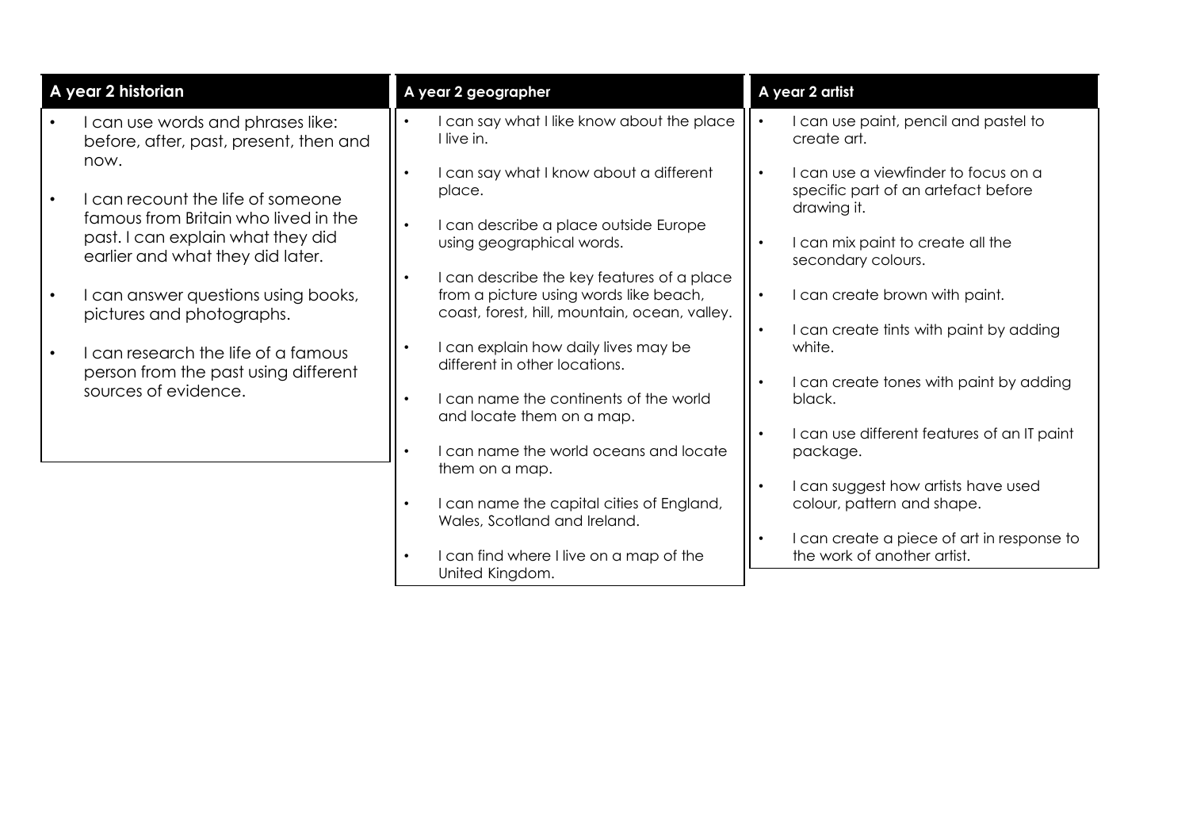## A year 2 historian

- I can use words and phrases like: before, after, past, present, then and now.
- I can recount the life of someone famous from Britain who lived in the past. I can explain what they did earlier and what they did later.
- I can answer questions using books, pictures and photographs.
- I can research the life of a famous person from the past using different sources of evidence.

## A year 2 geographer

- I can say what I like know about the place I live in.
- I can say what I know about a different place.
- I can describe a place outside Europe using geographical words.
- I can describe the key features of a place from a picture using words like beach, coast, forest, hill, mountain, ocean, valley.
- I can explain how daily lives may be different in other locations.
- I can name the continents of the world and locate them on a map.
- I can name the world oceans and locate them on a map.
- I can name the capital cities of England, Wales, Scotland and Ireland.
- I can find where I live on a map of the United Kingdom.

## A year 2 artist

- I can use paint, pencil and pastel to create art.
- I can use a viewfinder to focus on a specific part of an artefact before drawing it.
- I can mix paint to create all the secondary colours.
- I can create brown with paint.
- I can create tints with paint by adding white.
- I can create tones with paint by adding black.
- I can use different features of an IT paint package.
- I can suggest how artists have used colour, pattern and shape.
- I can create a piece of art in response to the work of another artist.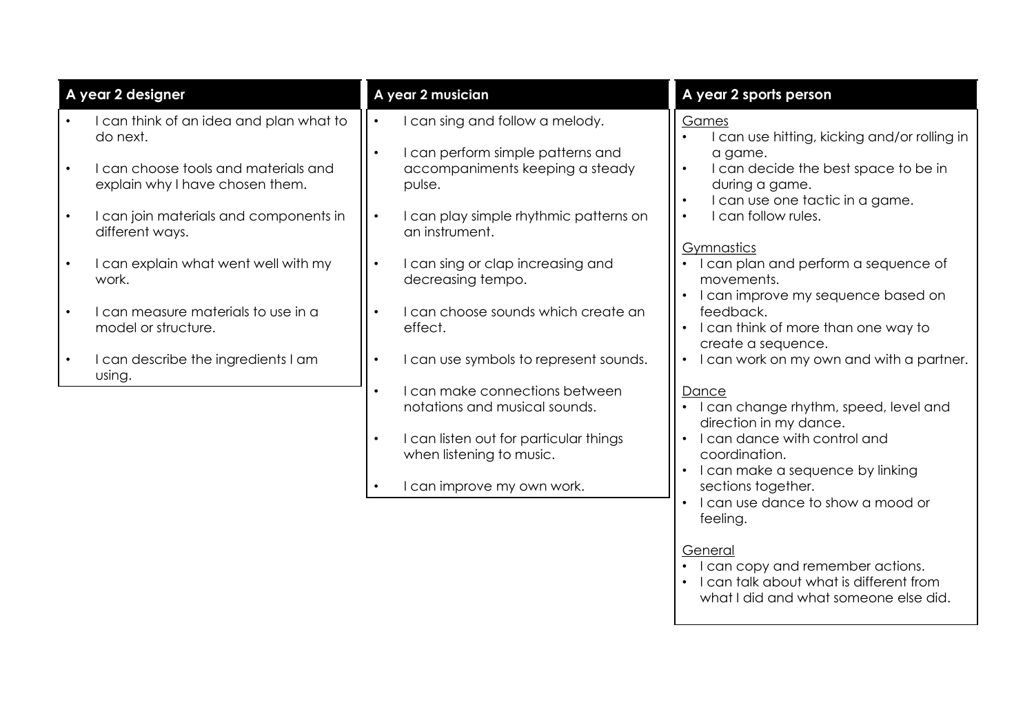## A year 2 designer

- I can think of an idea and plan what to do next.
- I can choose tools and materials and explain why I have chosen them.
- I can join materials and components in different ways.
- I can explain what went well with my work.
- I can measure materials to use in a model or structure.
- I can describe the ingredients I am using.

## A year 2 musician

- I can sing and follow a melody.
- I can perform simple patterns and accompaniments keeping a steady pulse.
- I can play simple rhythmic patterns on an instrument.
- I can sing or clap increasing and decreasing tempo.
- I can choose sounds which create an effect.
- I can use symbols to represent sounds.
- I can make connections between notations and musical sounds.
- I can listen out for particular things when listening to music.
- I can improve my own work.

## A year 2 sports person

<u>Games</u>

- I can use hitting, kicking and/or rolling in a game.
- I can decide the best space to be in during a game.
- I can use one tactic in a game.
- I can follow rules.

<u>Gymnastics</u>

- I can plan and perform a sequence of movements.
- I can improve my sequence based on feedback.
- I can think of more than one way to create a sequence.
- I can work on my own and with a partner.

<u>Dance</u>

- I can change rhythm, speed, level and direction in my dance.
- I can dance with control and coordination.
- I can make a sequence by linking sections together.
- I can use dance to show a mood or feeling.

<u>General</u>

- I can copy and remember actions.
- I can talk about what is different from what I did and what someone else did.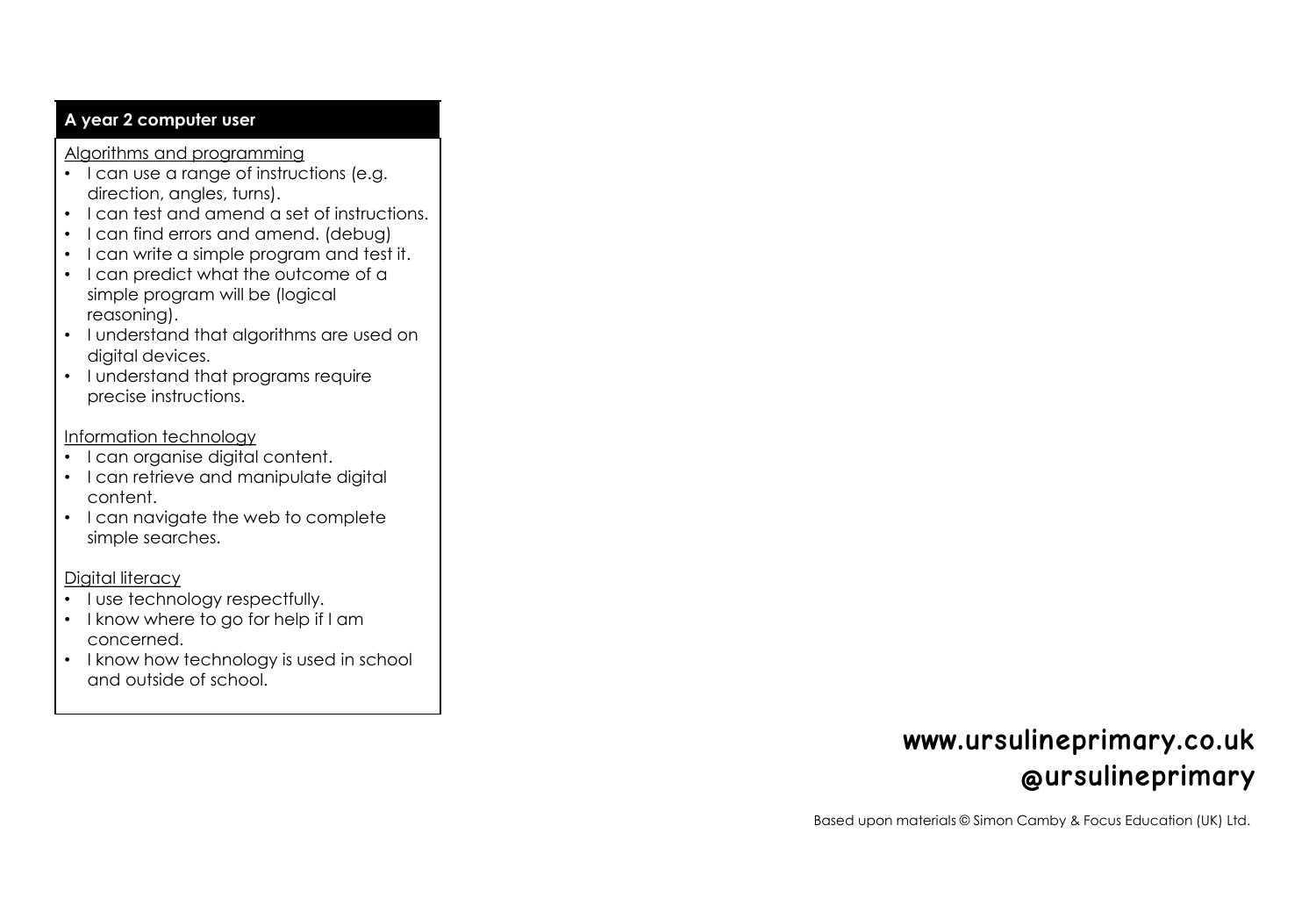## A year 2 computer user

Algorithms and programming

- I can use a range of instructions (e.g. direction, angles, turns).
- I can test and amend a set of instructions.
- I can find errors and amend. (debug)
- I can write a simple program and test it.
- I can predict what the outcome of a simple program will be (logical reasoning).
- I understand that algorithms are used on digital devices.
- I understand that programs require precise instructions.

Information technology

- I can organise digital content.
- I can retrieve and manipulate digital content.
- I can navigate the web to complete simple searches.

Digital literacy

- I use technology respectfully.
- I know where to go for help if I am concerned.
- I know how technology is used in school and outside of school.

**www.ursulineprimary.co.uk**
**@ursulineprimary**

Based upon materials © Simon Camby & Focus Education (UK) Ltd.